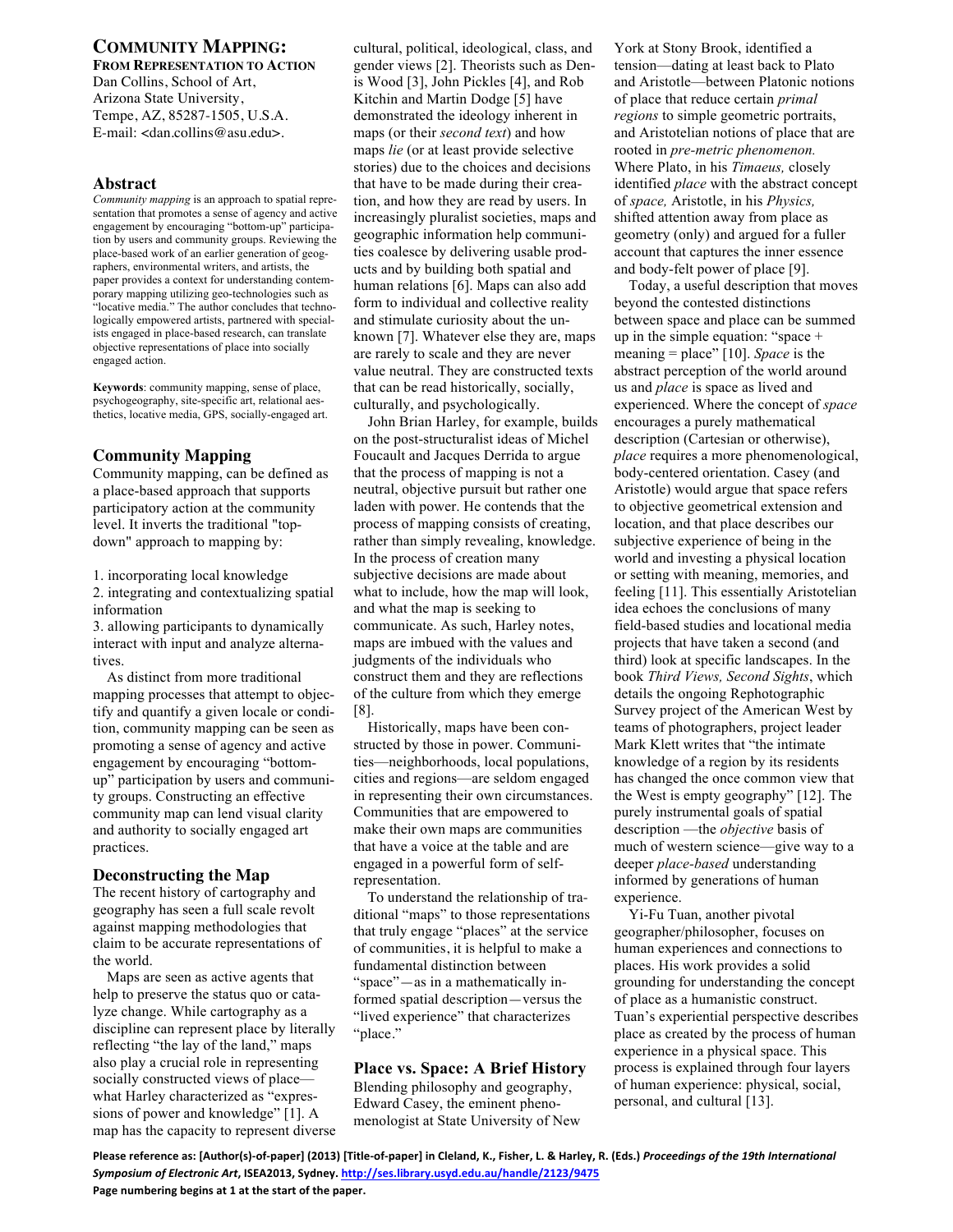# COMMUNITY MAPPING: FROM REPRESENTATION TO ACTION

Dan Collins, School of Art,
Arizona State University,
Tempe, AZ, 85287-1505, U.S.A.
E-mail: <dan.collins@asu.edu>.

## Abstract

*Community mapping* is an approach to spatial representation that promotes a sense of agency and active engagement by encouraging "bottom-up" participation by users and community groups. Reviewing the place-based work of an earlier generation of geographers, environmental writers, and artists, the paper provides a context for understanding contemporary mapping utilizing geo-technologies such as "locative media." The author concludes that technologically empowered artists, partnered with specialists engaged in place-based research, can translate objective representations of place into socially engaged action.

**Keywords**: community mapping, sense of place, psychogeography, site-specific art, relational aesthetics, locative media, GPS, socially-engaged art.

## Community Mapping

Community mapping, can be defined as a place-based approach that supports participatory action at the community level. It inverts the traditional "top-down" approach to mapping by:

1. incorporating local knowledge
2. integrating and contextualizing spatial information
3. allowing participants to dynamically interact with input and analyze alternatives.

As distinct from more traditional mapping processes that attempt to objectify and quantify a given locale or condition, community mapping can be seen as promoting a sense of agency and active engagement by encouraging "bottom-up" participation by users and community groups. Constructing an effective community map can lend visual clarity and authority to socially engaged art practices.

## Deconstructing the Map

The recent history of cartography and geography has seen a full scale revolt against mapping methodologies that claim to be accurate representations of the world.

Maps are seen as active agents that help to preserve the status quo or catalyze change. While cartography as a discipline can represent place by literally reflecting "the lay of the land," maps also play a crucial role in representing socially constructed views of place—what Harley characterized as "expressions of power and knowledge" [1]. A map has the capacity to represent diverse cultural, political, ideological, class, and gender views [2]. Theorists such as Denis Wood [3], John Pickles [4], and Rob Kitchin and Martin Dodge [5] have demonstrated the ideology inherent in maps (or their *second text*) and how maps *lie* (or at least provide selective stories) due to the choices and decisions that have to be made during their creation, and how they are read by users. In increasingly pluralist societies, maps and geographic information help communities coalesce by delivering usable products and by building both spatial and human relations [6]. Maps can also add form to individual and collective reality and stimulate curiosity about the unknown [7]. Whatever else they are, maps are rarely to scale and they are never value neutral. They are constructed texts that can be read historically, socially, culturally, and psychologically.

John Brian Harley, for example, builds on the post-structuralist ideas of Michel Foucault and Jacques Derrida to argue that the process of mapping is not a neutral, objective pursuit but rather one laden with power. He contends that the process of mapping consists of creating, rather than simply revealing, knowledge. In the process of creation many subjective decisions are made about what to include, how the map will look, and what the map is seeking to communicate. As such, Harley notes, maps are imbued with the values and judgments of the individuals who construct them and they are reflections of the culture from which they emerge [8].

Historically, maps have been constructed by those in power. Communities—neighborhoods, local populations, cities and regions—are seldom engaged in representing their own circumstances. Communities that are empowered to make their own maps are communities that have a voice at the table and are engaged in a powerful form of self-representation.

To understand the relationship of traditional "maps" to those representations that truly engage "places" at the service of communities, it is helpful to make a fundamental distinction between "space"—as in a mathematically informed spatial description—versus the "lived experience" that characterizes "place."

## Place vs. Space: A Brief History

Blending philosophy and geography, Edward Casey, the eminent phenomenologist at State University of New York at Stony Brook, identified a tension—dating at least back to Plato and Aristotle—between Platonic notions of place that reduce certain *primal regions* to simple geometric portraits, and Aristotelian notions of place that are rooted in *pre-metric phenomenon.* Where Plato, in his *Timaeus,* closely identified *place* with the abstract concept of *space,* Aristotle, in his *Physics,* shifted attention away from place as geometry (only) and argued for a fuller account that captures the inner essence and body-felt power of place [9].

Today, a useful description that moves beyond the contested distinctions between space and place can be summed up in the simple equation: "space + meaning = place" [10]. *Space* is the abstract perception of the world around us and *place* is space as lived and experienced. Where the concept of *space* encourages a purely mathematical description (Cartesian or otherwise), *place* requires a more phenomenological, body-centered orientation. Casey (and Aristotle) would argue that space refers to objective geometrical extension and location, and that place describes our subjective experience of being in the world and investing a physical location or setting with meaning, memories, and feeling [11]. This essentially Aristotelian idea echoes the conclusions of many field-based studies and locational media projects that have taken a second (and third) look at specific landscapes. In the book *Third Views, Second Sights*, which details the ongoing Rephotographic Survey project of the American West by teams of photographers, project leader Mark Klett writes that "the intimate knowledge of a region by its residents has changed the once common view that the West is empty geography" [12]. The purely instrumental goals of spatial description —the *objective* basis of much of western science—give way to a deeper *place-based* understanding informed by generations of human experience.

Yi-Fu Tuan, another pivotal geographer/philosopher, focuses on human experiences and connections to places. His work provides a solid grounding for understanding the concept of place as a humanistic construct. Tuan's experiential perspective describes place as created by the process of human experience in a physical space. This process is explained through four layers of human experience: physical, social, personal, and cultural [13].

**Please reference as: [Author(s)-of-paper] (2013) [Title-of-paper] in Cleland, K., Fisher, L. & Harley, R. (Eds.) *Proceedings of the 19th International Symposium of Electronic Art*, ISEA2013, Sydney. http://ses.library.usyd.edu.au/handle/2123/9475**
**Page numbering begins at 1 at the start of the paper.**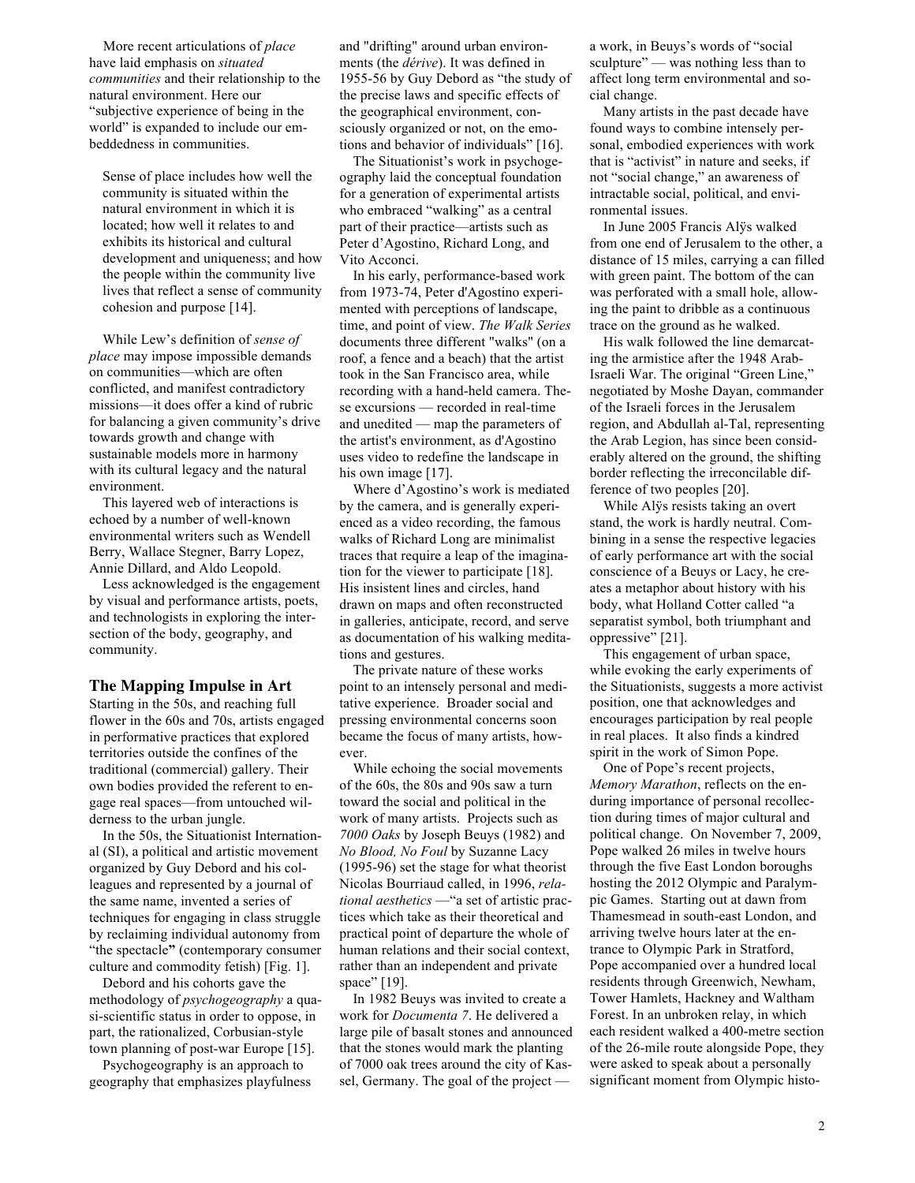More recent articulations of *place* have laid emphasis on *situated communities* and their relationship to the natural environment. Here our "subjective experience of being in the world" is expanded to include our embeddedness in communities.

> Sense of place includes how well the community is situated within the natural environment in which it is located; how well it relates to and exhibits its historical and cultural development and uniqueness; and how the people within the community live lives that reflect a sense of community cohesion and purpose [14].

While Lew's definition of *sense of place* may impose impossible demands on communities—which are often conflicted, and manifest contradictory missions—it does offer a kind of rubric for balancing a given community's drive towards growth and change with sustainable models more in harmony with its cultural legacy and the natural environment.

This layered web of interactions is echoed by a number of well-known environmental writers such as Wendell Berry, Wallace Stegner, Barry Lopez, Annie Dillard, and Aldo Leopold.

Less acknowledged is the engagement by visual and performance artists, poets, and technologists in exploring the intersection of the body, geography, and community.

## The Mapping Impulse in Art

Starting in the 50s, and reaching full flower in the 60s and 70s, artists engaged in performative practices that explored territories outside the confines of the traditional (commercial) gallery. Their own bodies provided the referent to engage real spaces—from untouched wilderness to the urban jungle.

In the 50s, the Situationist International (SI), a political and artistic movement organized by Guy Debord and his colleagues and represented by a journal of the same name, invented a series of techniques for engaging in class struggle by reclaiming individual autonomy from "the spectacle**"** (contemporary consumer culture and commodity fetish) [Fig. 1].

Debord and his cohorts gave the methodology of *psychogeography* a quasi-scientific status in order to oppose, in part, the rationalized, Corbusian-style town planning of post-war Europe [15].

Psychogeography is an approach to geography that emphasizes playfulness and "drifting" around urban environments (the *dérive*). It was defined in 1955-56 by Guy Debord as "the study of the precise laws and specific effects of the geographical environment, consciously organized or not, on the emotions and behavior of individuals" [16].

The Situationist's work in psychogeography laid the conceptual foundation for a generation of experimental artists who embraced "walking" as a central part of their practice—artists such as Peter d'Agostino, Richard Long, and Vito Acconci.

In his early, performance-based work from 1973-74, Peter d'Agostino experimented with perceptions of landscape, time, and point of view. *The Walk Series* documents three different "walks" (on a roof, a fence and a beach) that the artist took in the San Francisco area, while recording with a hand-held camera. These excursions — recorded in real-time and unedited — map the parameters of the artist's environment, as d'Agostino uses video to redefine the landscape in his own image [17].

Where d'Agostino's work is mediated by the camera, and is generally experienced as a video recording, the famous walks of Richard Long are minimalist traces that require a leap of the imagination for the viewer to participate [18]. His insistent lines and circles, hand drawn on maps and often reconstructed in galleries, anticipate, record, and serve as documentation of his walking meditations and gestures.

The private nature of these works point to an intensely personal and meditative experience. Broader social and pressing environmental concerns soon became the focus of many artists, however.

While echoing the social movements of the 60s, the 80s and 90s saw a turn toward the social and political in the work of many artists. Projects such as *7000 Oaks* by Joseph Beuys (1982) and *No Blood, No Foul* by Suzanne Lacy (1995-96) set the stage for what theorist Nicolas Bourriaud called, in 1996, *relational aesthetics* —"a set of artistic practices which take as their theoretical and practical point of departure the whole of human relations and their social context, rather than an independent and private space" [19].

In 1982 Beuys was invited to create a work for *Documenta 7*. He delivered a large pile of basalt stones and announced that the stones would mark the planting of 7000 oak trees around the city of Kassel, Germany. The goal of the project — a work, in Beuys's words of "social sculpture" — was nothing less than to affect long term environmental and social change.

Many artists in the past decade have found ways to combine intensely personal, embodied experiences with work that is "activist" in nature and seeks, if not "social change," an awareness of intractable social, political, and environmental issues.

In June 2005 Francis Alÿs walked from one end of Jerusalem to the other, a distance of 15 miles, carrying a can filled with green paint. The bottom of the can was perforated with a small hole, allowing the paint to dribble as a continuous trace on the ground as he walked.

His walk followed the line demarcating the armistice after the 1948 Arab-Israeli War. The original "Green Line," negotiated by Moshe Dayan, commander of the Israeli forces in the Jerusalem region, and Abdullah al-Tal, representing the Arab Legion, has since been considerably altered on the ground, the shifting border reflecting the irreconcilable difference of two peoples [20].

While Alÿs resists taking an overt stand, the work is hardly neutral. Combining in a sense the respective legacies of early performance art with the social conscience of a Beuys or Lacy, he creates a metaphor about history with his body, what Holland Cotter called "a separatist symbol, both triumphant and oppressive" [21].

This engagement of urban space, while evoking the early experiments of the Situationists, suggests a more activist position, one that acknowledges and encourages participation by real people in real places. It also finds a kindred spirit in the work of Simon Pope.

One of Pope's recent projects, *Memory Marathon*, reflects on the enduring importance of personal recollection during times of major cultural and political change. On November 7, 2009, Pope walked 26 miles in twelve hours through the five East London boroughs hosting the 2012 Olympic and Paralympic Games. Starting out at dawn from Thamesmead in south-east London, and arriving twelve hours later at the entrance to Olympic Park in Stratford, Pope accompanied over a hundred local residents through Greenwich, Newham, Tower Hamlets, Hackney and Waltham Forest. In an unbroken relay, in which each resident walked a 400-metre section of the 26-mile route alongside Pope, they were asked to speak about a personally significant moment from Olympic histo-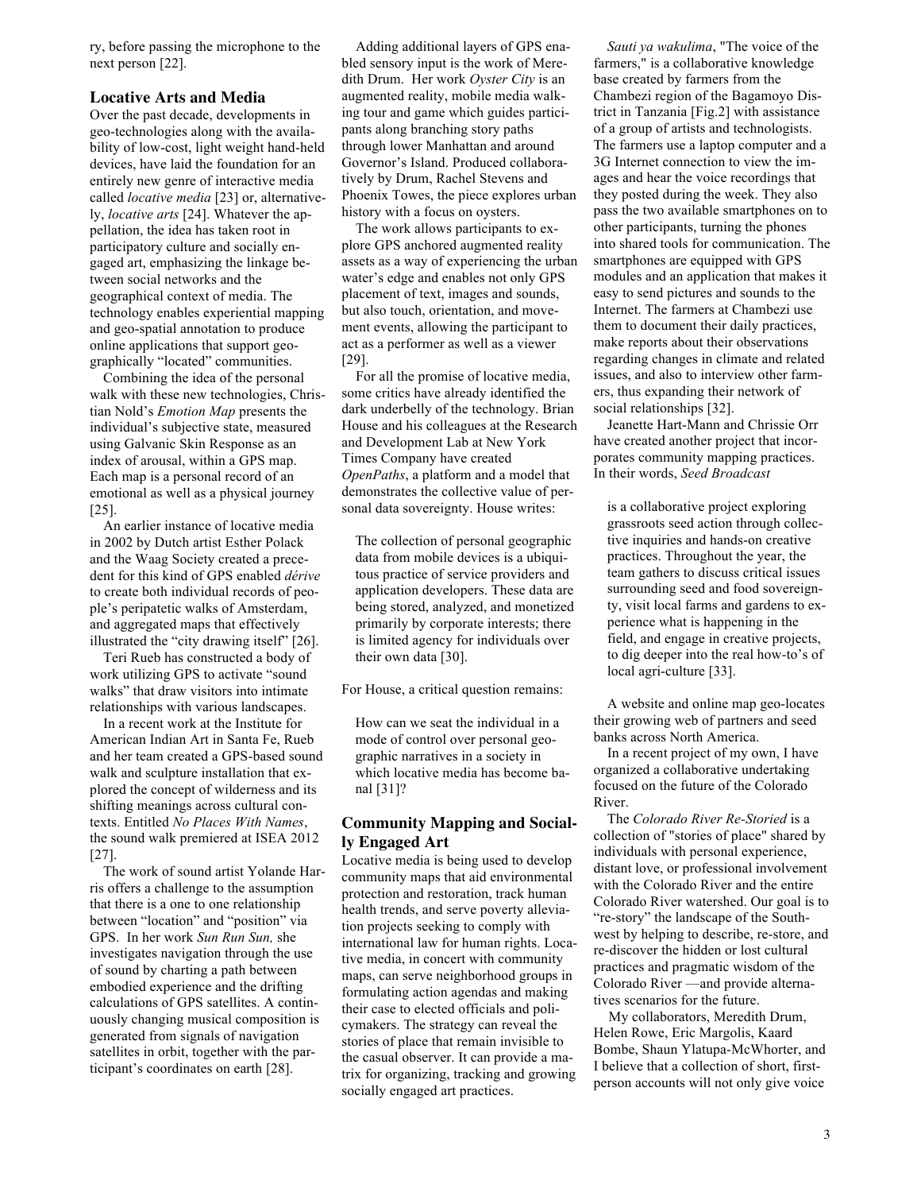ry, before passing the microphone to the next person [22].

## Locative Arts and Media

Over the past decade, developments in geo-technologies along with the availability of low-cost, light weight hand-held devices, have laid the foundation for an entirely new genre of interactive media called *locative media* [23] or, alternatively, *locative arts* [24]. Whatever the appellation, the idea has taken root in participatory culture and socially engaged art, emphasizing the linkage between social networks and the geographical context of media. The technology enables experiential mapping and geo-spatial annotation to produce online applications that support geographically "located" communities.

Combining the idea of the personal walk with these new technologies, Christian Nold's *Emotion Map* presents the individual's subjective state, measured using Galvanic Skin Response as an index of arousal, within a GPS map. Each map is a personal record of an emotional as well as a physical journey [25].

An earlier instance of locative media in 2002 by Dutch artist Esther Polack and the Waag Society created a precedent for this kind of GPS enabled *dérive* to create both individual records of people's peripatetic walks of Amsterdam, and aggregated maps that effectively illustrated the "city drawing itself" [26].

Teri Rueb has constructed a body of work utilizing GPS to activate "sound walks" that draw visitors into intimate relationships with various landscapes.

In a recent work at the Institute for American Indian Art in Santa Fe, Rueb and her team created a GPS-based sound walk and sculpture installation that explored the concept of wilderness and its shifting meanings across cultural contexts. Entitled *No Places With Names*, the sound walk premiered at ISEA 2012 [27].

The work of sound artist Yolande Harris offers a challenge to the assumption that there is a one to one relationship between "location" and "position" via GPS. In her work *Sun Run Sun,* she investigates navigation through the use of sound by charting a path between embodied experience and the drifting calculations of GPS satellites. A continuously changing musical composition is generated from signals of navigation satellites in orbit, together with the participant's coordinates on earth [28].

Adding additional layers of GPS enabled sensory input is the work of Meredith Drum. Her work *Oyster City* is an augmented reality, mobile media walking tour and game which guides participants along branching story paths through lower Manhattan and around Governor's Island. Produced collaboratively by Drum, Rachel Stevens and Phoenix Towes, the piece explores urban history with a focus on oysters.

The work allows participants to explore GPS anchored augmented reality assets as a way of experiencing the urban water's edge and enables not only GPS placement of text, images and sounds, but also touch, orientation, and movement events, allowing the participant to act as a performer as well as a viewer [29].

For all the promise of locative media, some critics have already identified the dark underbelly of the technology. Brian House and his colleagues at the Research and Development Lab at New York Times Company have created *OpenPaths*, a platform and a model that demonstrates the collective value of personal data sovereignty. House writes:

> The collection of personal geographic data from mobile devices is a ubiquitous practice of service providers and application developers. These data are being stored, analyzed, and monetized primarily by corporate interests; there is limited agency for individuals over their own data [30].

For House, a critical question remains:

> How can we seat the individual in a mode of control over personal geographic narratives in a society in which locative media has become banal [31]?

## Community Mapping and Socially Engaged Art

Locative media is being used to develop community maps that aid environmental protection and restoration, track human health trends, and serve poverty alleviation projects seeking to comply with international law for human rights. Locative media, in concert with community maps, can serve neighborhood groups in formulating action agendas and making their case to elected officials and policymakers. The strategy can reveal the stories of place that remain invisible to the casual observer. It can provide a matrix for organizing, tracking and growing socially engaged art practices.

*Sauti ya wakulima*, "The voice of the farmers," is a collaborative knowledge base created by farmers from the Chambezi region of the Bagamoyo District in Tanzania [Fig.2] with assistance of a group of artists and technologists. The farmers use a laptop computer and a 3G Internet connection to view the images and hear the voice recordings that they posted during the week. They also pass the two available smartphones on to other participants, turning the phones into shared tools for communication. The smartphones are equipped with GPS modules and an application that makes it easy to send pictures and sounds to the Internet. The farmers at Chambezi use them to document their daily practices, make reports about their observations regarding changes in climate and related issues, and also to interview other farmers, thus expanding their network of social relationships [32].

Jeanette Hart-Mann and Chrissie Orr have created another project that incorporates community mapping practices. In their words, *Seed Broadcast*

> is a collaborative project exploring grassroots seed action through collective inquiries and hands-on creative practices. Throughout the year, the team gathers to discuss critical issues surrounding seed and food sovereignty, visit local farms and gardens to experience what is happening in the field, and engage in creative projects, to dig deeper into the real how-to's of local agri-culture [33].

A website and online map geo-locates their growing web of partners and seed banks across North America.

In a recent project of my own, I have organized a collaborative undertaking focused on the future of the Colorado River.

The *Colorado River Re-Storied* is a collection of "stories of place" shared by individuals with personal experience, distant love, or professional involvement with the Colorado River and the entire Colorado River watershed. Our goal is to "re-story" the landscape of the Southwest by helping to describe, re-store, and re-discover the hidden or lost cultural practices and pragmatic wisdom of the Colorado River —and provide alternatives scenarios for the future.

My collaborators, Meredith Drum, Helen Rowe, Eric Margolis, Kaard Bombe, Shaun Ylatupa-McWhorter, and I believe that a collection of short, first-person accounts will not only give voice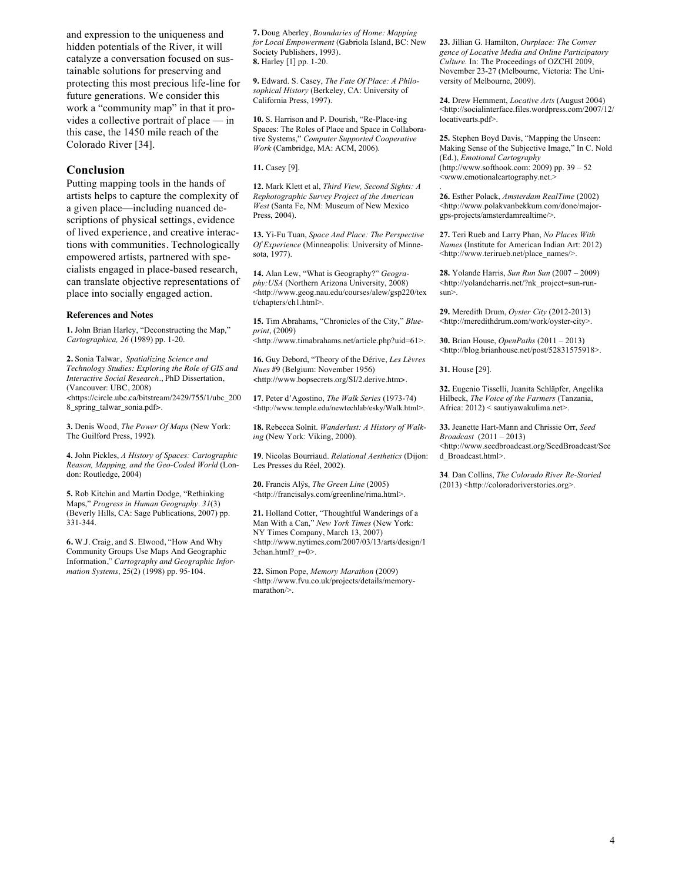and expression to the uniqueness and hidden potentials of the River, it will catalyze a conversation focused on sustainable solutions for preserving and protecting this most precious life-line for future generations. We consider this work a "community map" in that it provides a collective portrait of place — in this case, the 1450 mile reach of the Colorado River [34].

## Conclusion

Putting mapping tools in the hands of artists helps to capture the complexity of a given place—including nuanced descriptions of physical settings, evidence of lived experience, and creative interactions with communities. Technologically empowered artists, partnered with specialists engaged in place-based research, can translate objective representations of place into socially engaged action.

### References and Notes

**1.** John Brian Harley, "Deconstructing the Map," *Cartographica, 26* (1989) pp. 1-20.

**2.** Sonia Talwar, *Spatializing Science and Technology Studies: Exploring the Role of GIS and Interactive Social Research.*, PhD Dissertation, (Vancouver: UBC, 2008) <https://circle.ubc.ca/bitstream/2429/755/1/ubc_2008_spring_talwar_sonia.pdf>.

**3.** Denis Wood, *The Power Of Maps* (New York: The Guilford Press, 1992).

**4.** John Pickles, *A History of Spaces: Cartographic Reason, Mapping, and the Geo-Coded World* (London: Routledge, 2004)

**5.** Rob Kitchin and Martin Dodge, "Rethinking Maps," *Progress in Human Geography. 31*(3) (Beverly Hills, CA: Sage Publications, 2007) pp. 331-344.

**6.** W.J. Craig, and S. Elwood, "How And Why Community Groups Use Maps And Geographic Information," *Cartography and Geographic Information Systems,* 25(2) (1998) pp. 95-104.

**7.** Doug Aberley, *Boundaries of Home: Mapping for Local Empowerment* (Gabriola Island, BC: New Society Publishers, 1993).

**8.** Harley [1] pp. 1-20.

**9.** Edward. S. Casey, *The Fate Of Place: A Philosophical History* (Berkeley, CA: University of California Press, 1997).

**10.** S. Harrison and P. Dourish, "Re-Place-ing Spaces: The Roles of Place and Space in Collaborative Systems," *Computer Supported Cooperative Work* (Cambridge, MA: ACM, 2006).

**11.** Casey [9].

**12.** Mark Klett et al, *Third View, Second Sights: A Rephotographic Survey Project of the American West* (Santa Fe, NM: Museum of New Mexico Press, 2004).

**13.** Yi-Fu Tuan, *Space And Place: The Perspective Of Experience* (Minneapolis: University of Minnesota, 1977).

**14.** Alan Lew, "What is Geography?" *Geography:USA* (Northern Arizona University, 2008) <http://www.geog.nau.edu/courses/alew/gsp220/text/chapters/ch1.html>.

**15.** Tim Abrahams, "Chronicles of the City," *Blueprint*, (2009) <http://www.timabrahams.net/article.php?uid=61>.

**16.** Guy Debord, "Theory of the Dérive, *Les Lèvres Nues* #9 (Belgium: November 1956) <http://www.bopsecrets.org/SI/2.derive.htm>.

**17**. Peter d'Agostino, *The Walk Series* (1973-74) <http://www.temple.edu/newtechlab/esky/Walk.html>.

**18.** Rebecca Solnit. *Wanderlust: A History of Walking* (New York: Viking, 2000).

**19**. Nicolas Bourriaud. *Relational Aesthetics* (Dijon: Les Presses du Réel, 2002).

**20.** Francis Alÿs, *The Green Line* (2005) <http://francisalys.com/greenline/rima.html>.

**21.** Holland Cotter, "Thoughtful Wanderings of a Man With a Can," *New York Times* (New York: NY Times Company, March 13, 2007) <http://www.nytimes.com/2007/03/13/arts/design/13chan.html?_r=0>.

**22.** Simon Pope, *Memory Marathon* (2009) <http://www.fvu.co.uk/projects/details/memory-marathon/>.

**23.** Jillian G. Hamilton, *Ourplace: The Convergence of Locative Media and Online Participatory Culture.* In: The Proceedings of OZCHI 2009, November 23-27 (Melbourne, Victoria: The University of Melbourne, 2009).

**24.** Drew Hemment, *Locative Arts* (August 2004) <http://socialinterface.files.wordpress.com/2007/12/locativearts.pdf>.

**25.** Stephen Boyd Davis, "Mapping the Unseen: Making Sense of the Subjective Image," In C. Nold (Ed.), *Emotional Cartography* (http://www.softhook.com: 2009) pp. 39 – 52 <www.emotionalcartography.net.>

**26.** Esther Polack, *Amsterdam RealTime* (2002) <http://www.polakvanbekkum.com/done/major-gps-projects/amsterdamrealtime/>.

**27.** Teri Rueb and Larry Phan, *No Places With Names* (Institute for American Indian Art: 2012) <http://www.terirueb.net/place_names/>.

**28.** Yolande Harris, *Sun Run Sun* (2007 – 2009) <http://yolandeharris.net/?nk_project=sun-run-sun>.

**29.** Meredith Drum, *Oyster City* (2012-2013) <http://meredithdrum.com/work/oyster-city>.

**30.** Brian House, *OpenPaths* (2011 – 2013) <http://blog.brianhouse.net/post/52831575918>.

**31.** House [29].

**32.** Eugenio Tisselli, Juanita Schläpfer, Angelika Hilbeck, *The Voice of the Farmers* (Tanzania, Africa: 2012) < sautiyawakulima.net>.

**33.** Jeanette Hart-Mann and Chrissie Orr, *Seed Broadcast* (2011 – 2013) <http://www.seedbroadcast.org/SeedBroadcast/Seed_Broadcast.html>.

**34**. Dan Collins, *The Colorado River Re-Storied* (2013) <http://coloradoriverstories.org>.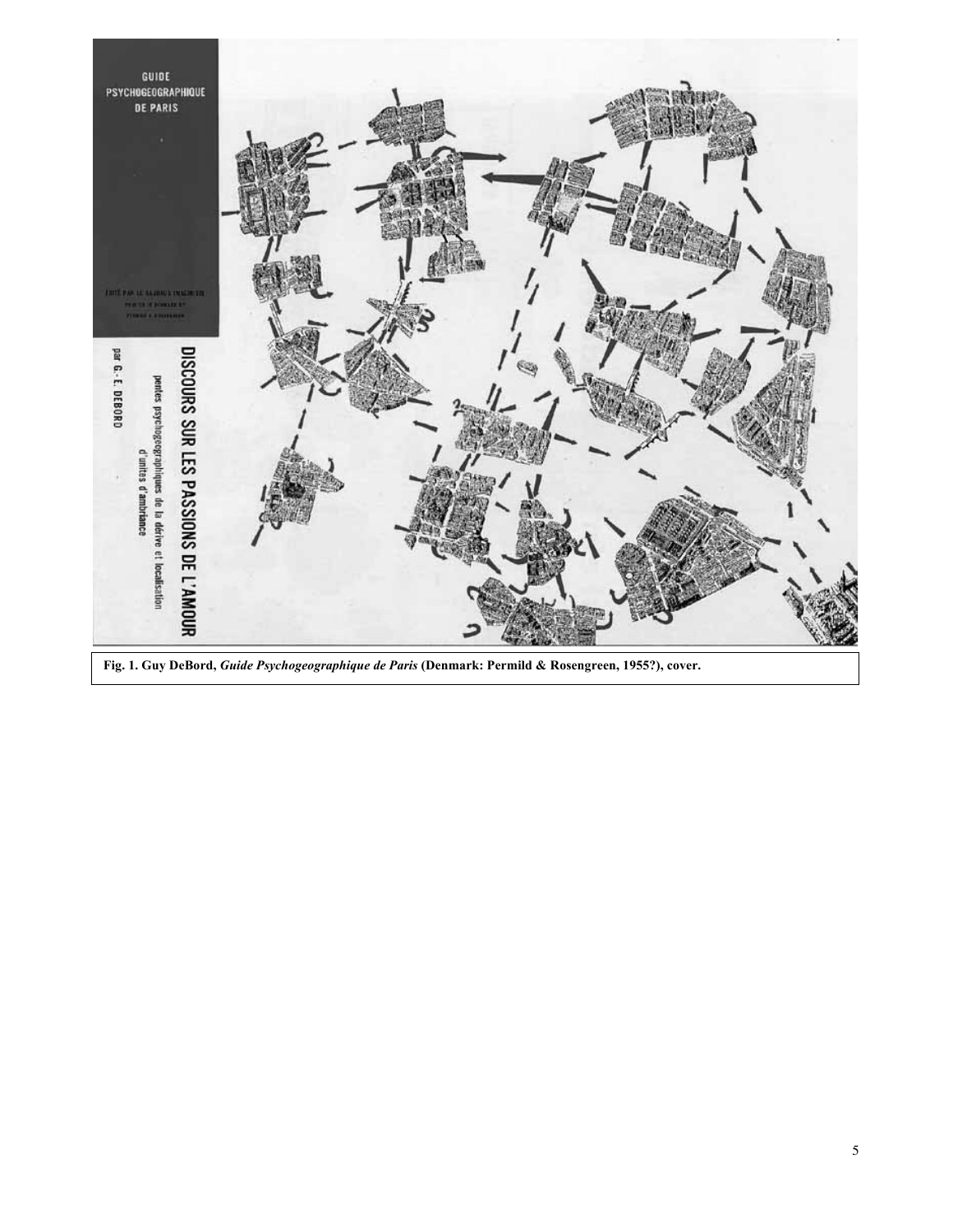**Fig. 1. Guy DeBord, *Guide Psychogeographique de Paris* (Denmark: Permild & Rosengreen, 1955?), cover.**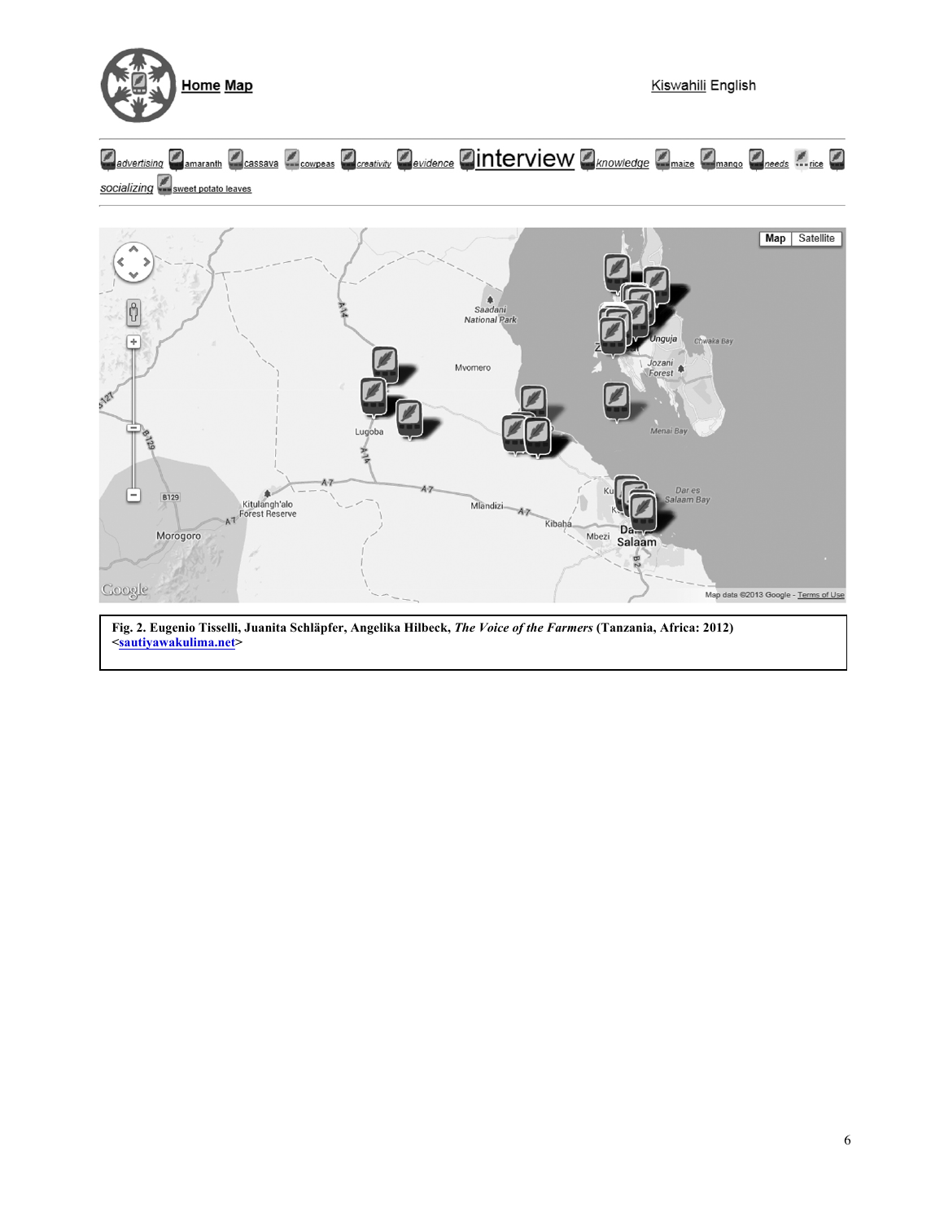**Fig. 2. Eugenio Tisselli, Juanita Schläpfer, Angelika Hilbeck, *The Voice of the Farmers* (Tanzania, Africa: 2012) <sautiyawakulima.net>**